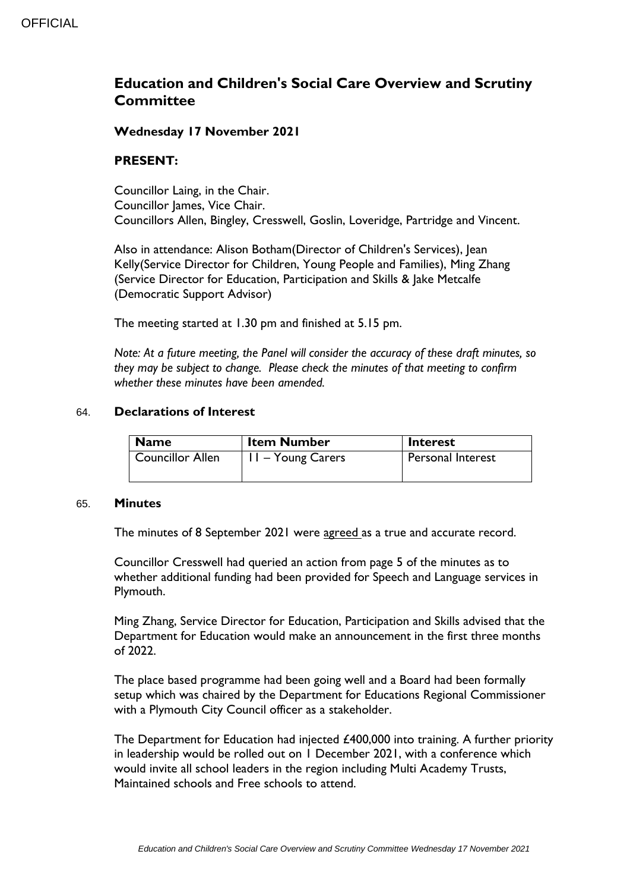# Education and Children's Social Care Overview and Scrutiny Committee

### Wednesday 17 November 2021

### PRESENT:

Councillor Laing, in the Chair.
Councillor James, Vice Chair.
Councillors Allen, Bingley, Cresswell, Goslin, Loveridge, Partridge and Vincent.

Also in attendance: Alison Botham(Director of Children's Services), Jean Kelly(Service Director for Children, Young People and Families), Ming Zhang (Service Director for Education, Participation and Skills & Jake Metcalfe (Democratic Support Advisor)

The meeting started at 1.30 pm and finished at 5.15 pm.

*Note: At a future meeting, the Panel will consider the accuracy of these draft minutes, so they may be subject to change. Please check the minutes of that meeting to confirm whether these minutes have been amended.*

## 64. Declarations of Interest

| Name | Item Number | Interest |
|---|---|---|
| Councillor Allen | 11 – Young Carers | Personal Interest |

## 65. Minutes

The minutes of 8 September 2021 were agreed as a true and accurate record.

Councillor Cresswell had queried an action from page 5 of the minutes as to whether additional funding had been provided for Speech and Language services in Plymouth.

Ming Zhang, Service Director for Education, Participation and Skills advised that the Department for Education would make an announcement in the first three months of 2022.

The place based programme had been going well and a Board had been formally setup which was chaired by the Department for Educations Regional Commissioner with a Plymouth City Council officer as a stakeholder.

The Department for Education had injected £400,000 into training. A further priority in leadership would be rolled out on 1 December 2021, with a conference which would invite all school leaders in the region including Multi Academy Trusts, Maintained schools and Free schools to attend.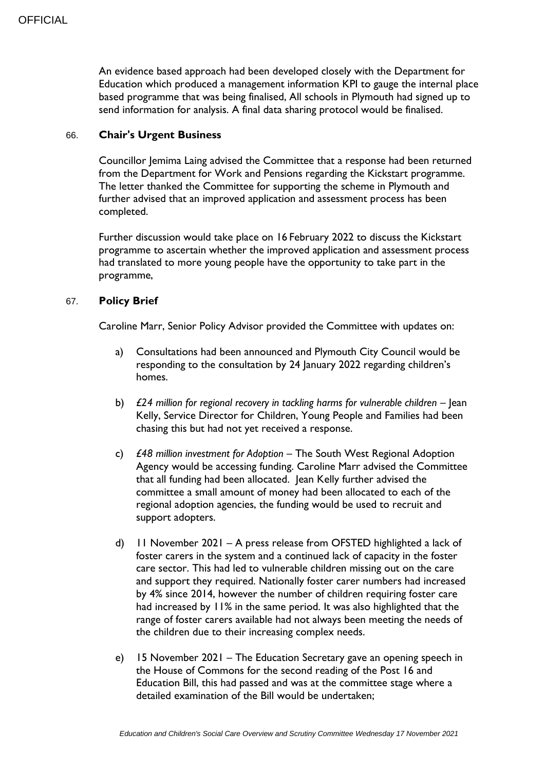An evidence based approach had been developed closely with the Department for Education which produced a management information KPI to gauge the internal place based programme that was being finalised, All schools in Plymouth had signed up to send information for analysis. A final data sharing protocol would be finalised.

## 66. **Chair's Urgent Business**

Councillor Jemima Laing advised the Committee that a response had been returned from the Department for Work and Pensions regarding the Kickstart programme. The letter thanked the Committee for supporting the scheme in Plymouth and further advised that an improved application and assessment process has been completed.

Further discussion would take place on 16 February 2022 to discuss the Kickstart programme to ascertain whether the improved application and assessment process had translated to more young people have the opportunity to take part in the programme,

## 67. **Policy Brief**

Caroline Marr, Senior Policy Advisor provided the Committee with updates on:

a) Consultations had been announced and Plymouth City Council would be responding to the consultation by 24 January 2022 regarding children's homes.

b) *£24 million for regional recovery in tackling harms for vulnerable children* – Jean Kelly, Service Director for Children, Young People and Families had been chasing this but had not yet received a response.

c) *£48 million investment for Adoption* – The South West Regional Adoption Agency would be accessing funding. Caroline Marr advised the Committee that all funding had been allocated. Jean Kelly further advised the committee a small amount of money had been allocated to each of the regional adoption agencies, the funding would be used to recruit and support adopters.

d) 11 November 2021 – A press release from OFSTED highlighted a lack of foster carers in the system and a continued lack of capacity in the foster care sector. This had led to vulnerable children missing out on the care and support they required. Nationally foster carer numbers had increased by 4% since 2014, however the number of children requiring foster care had increased by 11% in the same period. It was also highlighted that the range of foster carers available had not always been meeting the needs of the children due to their increasing complex needs.

e) 15 November 2021 – The Education Secretary gave an opening speech in the House of Commons for the second reading of the Post 16 and Education Bill, this had passed and was at the committee stage where a detailed examination of the Bill would be undertaken;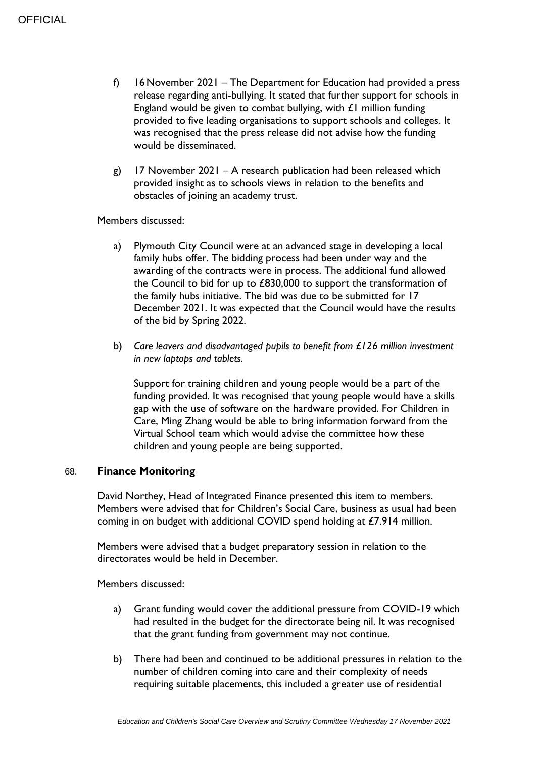f) 16 November 2021 – The Department for Education had provided a press release regarding anti-bullying. It stated that further support for schools in England would be given to combat bullying, with £1 million funding provided to five leading organisations to support schools and colleges. It was recognised that the press release did not advise how the funding would be disseminated.

g) 17 November 2021 – A research publication had been released which provided insight as to schools views in relation to the benefits and obstacles of joining an academy trust.

Members discussed:

a) Plymouth City Council were at an advanced stage in developing a local family hubs offer. The bidding process had been under way and the awarding of the contracts were in process. The additional fund allowed the Council to bid for up to £830,000 to support the transformation of the family hubs initiative. The bid was due to be submitted for 17 December 2021. It was expected that the Council would have the results of the bid by Spring 2022.

b) *Care leavers and disadvantaged pupils to benefit from £126 million investment in new laptops and tablets.*

   Support for training children and young people would be a part of the funding provided. It was recognised that young people would have a skills gap with the use of software on the hardware provided. For Children in Care, Ming Zhang would be able to bring information forward from the Virtual School team which would advise the committee how these children and young people are being supported.

68. **Finance Monitoring**

David Northey, Head of Integrated Finance presented this item to members. Members were advised that for Children's Social Care, business as usual had been coming in on budget with additional COVID spend holding at £7.914 million.

Members were advised that a budget preparatory session in relation to the directorates would be held in December.

Members discussed:

a) Grant funding would cover the additional pressure from COVID-19 which had resulted in the budget for the directorate being nil. It was recognised that the grant funding from government may not continue.

b) There had been and continued to be additional pressures in relation to the number of children coming into care and their complexity of needs requiring suitable placements, this included a greater use of residential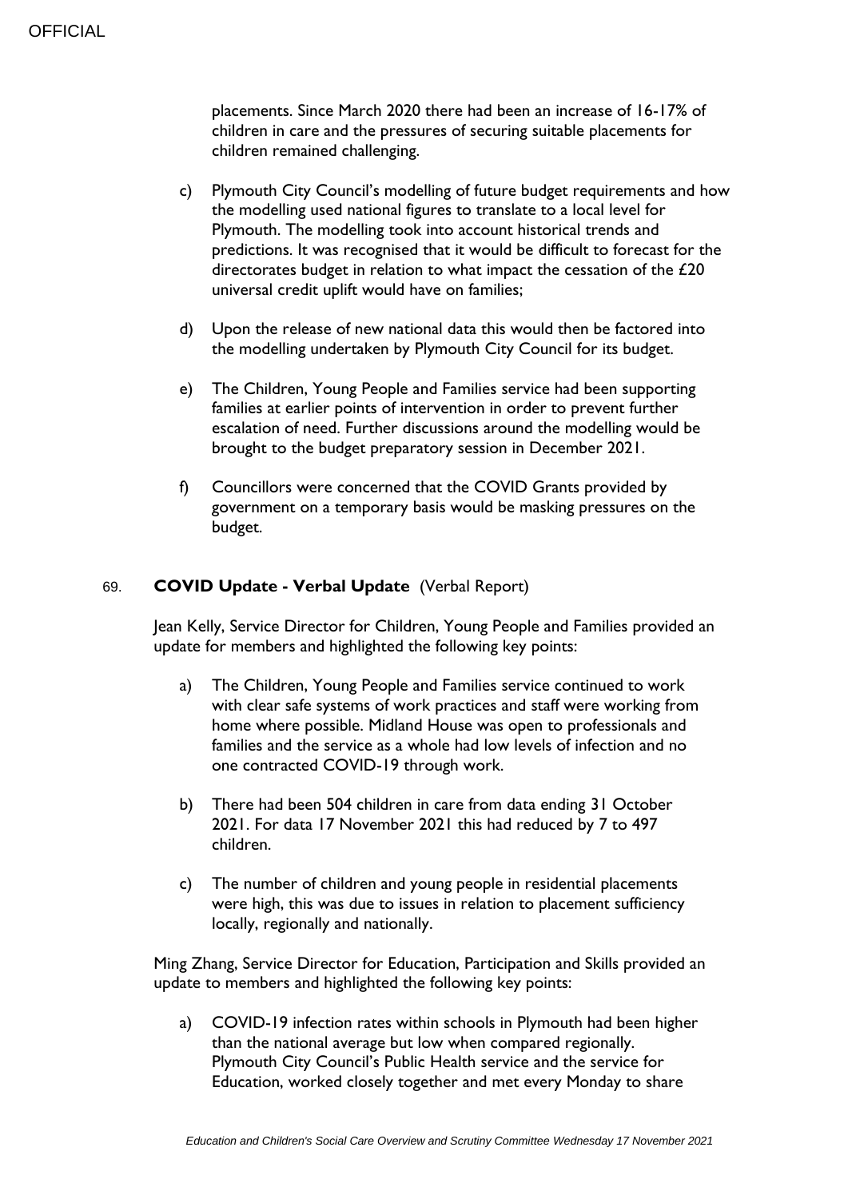placements. Since March 2020 there had been an increase of 16-17% of children in care and the pressures of securing suitable placements for children remained challenging.

c) Plymouth City Council's modelling of future budget requirements and how the modelling used national figures to translate to a local level for Plymouth. The modelling took into account historical trends and predictions. It was recognised that it would be difficult to forecast for the directorates budget in relation to what impact the cessation of the £20 universal credit uplift would have on families;

d) Upon the release of new national data this would then be factored into the modelling undertaken by Plymouth City Council for its budget.

e) The Children, Young People and Families service had been supporting families at earlier points of intervention in order to prevent further escalation of need. Further discussions around the modelling would be brought to the budget preparatory session in December 2021.

f) Councillors were concerned that the COVID Grants provided by government on a temporary basis would be masking pressures on the budget.

## 69. COVID Update - Verbal Update (Verbal Report)

Jean Kelly, Service Director for Children, Young People and Families provided an update for members and highlighted the following key points:

a) The Children, Young People and Families service continued to work with clear safe systems of work practices and staff were working from home where possible. Midland House was open to professionals and families and the service as a whole had low levels of infection and no one contracted COVID-19 through work.

b) There had been 504 children in care from data ending 31 October 2021. For data 17 November 2021 this had reduced by 7 to 497 children.

c) The number of children and young people in residential placements were high, this was due to issues in relation to placement sufficiency locally, regionally and nationally.

Ming Zhang, Service Director for Education, Participation and Skills provided an update to members and highlighted the following key points:

a) COVID-19 infection rates within schools in Plymouth had been higher than the national average but low when compared regionally. Plymouth City Council's Public Health service and the service for Education, worked closely together and met every Monday to share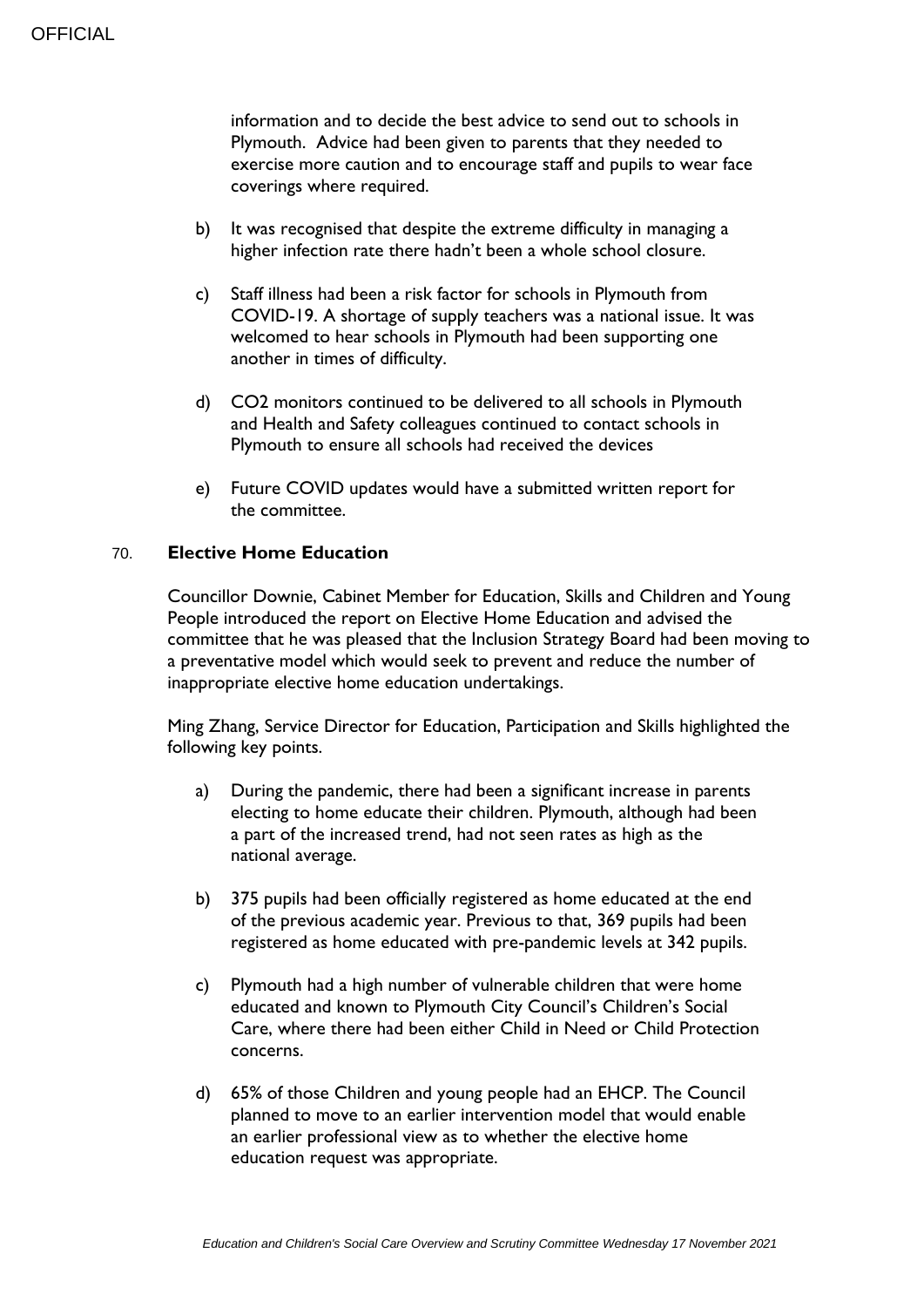information and to decide the best advice to send out to schools in Plymouth. Advice had been given to parents that they needed to exercise more caution and to encourage staff and pupils to wear face coverings where required.

b) It was recognised that despite the extreme difficulty in managing a higher infection rate there hadn't been a whole school closure.

c) Staff illness had been a risk factor for schools in Plymouth from COVID-19. A shortage of supply teachers was a national issue. It was welcomed to hear schools in Plymouth had been supporting one another in times of difficulty.

d) $CO_2$ monitors continued to be delivered to all schools in Plymouth and Health and Safety colleagues continued to contact schools in Plymouth to ensure all schools had received the devices

e) Future COVID updates would have a submitted written report for the committee.

## 70. Elective Home Education

Councillor Downie, Cabinet Member for Education, Skills and Children and Young People introduced the report on Elective Home Education and advised the committee that he was pleased that the Inclusion Strategy Board had been moving to a preventative model which would seek to prevent and reduce the number of inappropriate elective home education undertakings.

Ming Zhang, Service Director for Education, Participation and Skills highlighted the following key points.

a) During the pandemic, there had been a significant increase in parents electing to home educate their children. Plymouth, although had been a part of the increased trend, had not seen rates as high as the national average.

b) 375 pupils had been officially registered as home educated at the end of the previous academic year. Previous to that, 369 pupils had been registered as home educated with pre-pandemic levels at 342 pupils.

c) Plymouth had a high number of vulnerable children that were home educated and known to Plymouth City Council's Children's Social Care, where there had been either Child in Need or Child Protection concerns.

d) 65% of those Children and young people had an EHCP. The Council planned to move to an earlier intervention model that would enable an earlier professional view as to whether the elective home education request was appropriate.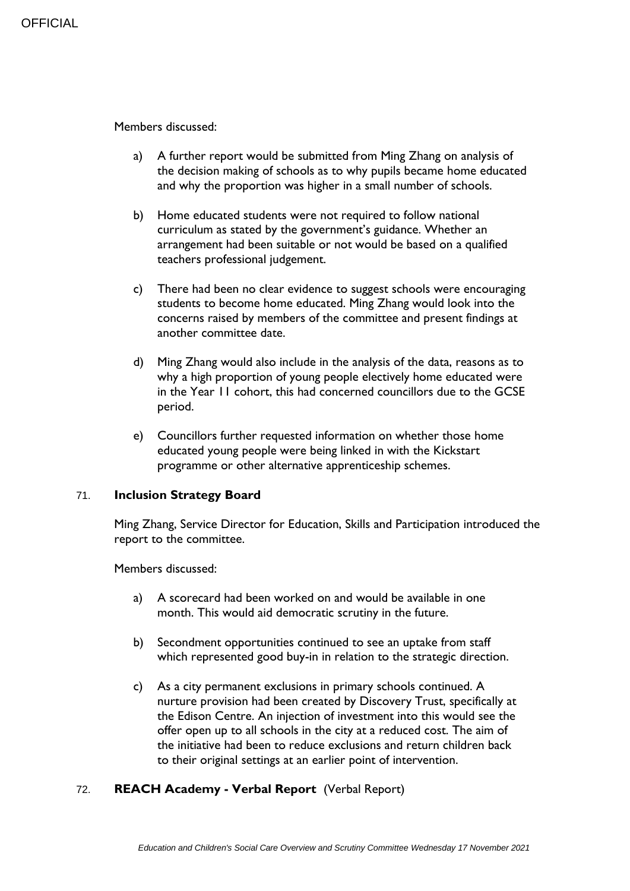Members discussed:

a) A further report would be submitted from Ming Zhang on analysis of the decision making of schools as to why pupils became home educated and why the proportion was higher in a small number of schools.

b) Home educated students were not required to follow national curriculum as stated by the government's guidance. Whether an arrangement had been suitable or not would be based on a qualified teachers professional judgement.

c) There had been no clear evidence to suggest schools were encouraging students to become home educated. Ming Zhang would look into the concerns raised by members of the committee and present findings at another committee date.

d) Ming Zhang would also include in the analysis of the data, reasons as to why a high proportion of young people electively home educated were in the Year 11 cohort, this had concerned councillors due to the GCSE period.

e) Councillors further requested information on whether those home educated young people were being linked in with the Kickstart programme or other alternative apprenticeship schemes.

## 71. **Inclusion Strategy Board**

Ming Zhang, Service Director for Education, Skills and Participation introduced the report to the committee.

Members discussed:

a) A scorecard had been worked on and would be available in one month. This would aid democratic scrutiny in the future.

b) Secondment opportunities continued to see an uptake from staff which represented good buy-in in relation to the strategic direction.

c) As a city permanent exclusions in primary schools continued. A nurture provision had been created by Discovery Trust, specifically at the Edison Centre. An injection of investment into this would see the offer open up to all schools in the city at a reduced cost. The aim of the initiative had been to reduce exclusions and return children back to their original settings at an earlier point of intervention.

## 72. **REACH Academy - Verbal Report** (Verbal Report)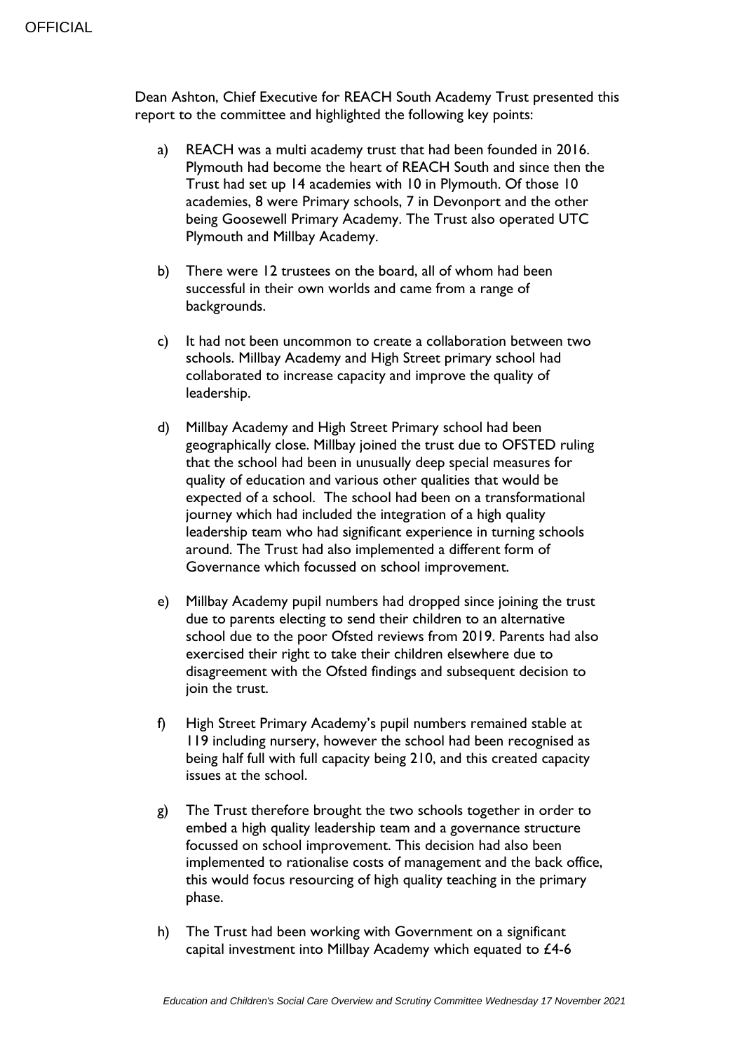Dean Ashton, Chief Executive for REACH South Academy Trust presented this report to the committee and highlighted the following key points:

a) REACH was a multi academy trust that had been founded in 2016. Plymouth had become the heart of REACH South and since then the Trust had set up 14 academies with 10 in Plymouth. Of those 10 academies, 8 were Primary schools, 7 in Devonport and the other being Goosewell Primary Academy. The Trust also operated UTC Plymouth and Millbay Academy.

b) There were 12 trustees on the board, all of whom had been successful in their own worlds and came from a range of backgrounds.

c) It had not been uncommon to create a collaboration between two schools. Millbay Academy and High Street primary school had collaborated to increase capacity and improve the quality of leadership.

d) Millbay Academy and High Street Primary school had been geographically close. Millbay joined the trust due to OFSTED ruling that the school had been in unusually deep special measures for quality of education and various other qualities that would be expected of a school. The school had been on a transformational journey which had included the integration of a high quality leadership team who had significant experience in turning schools around. The Trust had also implemented a different form of Governance which focussed on school improvement.

e) Millbay Academy pupil numbers had dropped since joining the trust due to parents electing to send their children to an alternative school due to the poor Ofsted reviews from 2019. Parents had also exercised their right to take their children elsewhere due to disagreement with the Ofsted findings and subsequent decision to join the trust.

f) High Street Primary Academy's pupil numbers remained stable at 119 including nursery, however the school had been recognised as being half full with full capacity being 210, and this created capacity issues at the school.

g) The Trust therefore brought the two schools together in order to embed a high quality leadership team and a governance structure focussed on school improvement. This decision had also been implemented to rationalise costs of management and the back office, this would focus resourcing of high quality teaching in the primary phase.

h) The Trust had been working with Government on a significant capital investment into Millbay Academy which equated to £4-6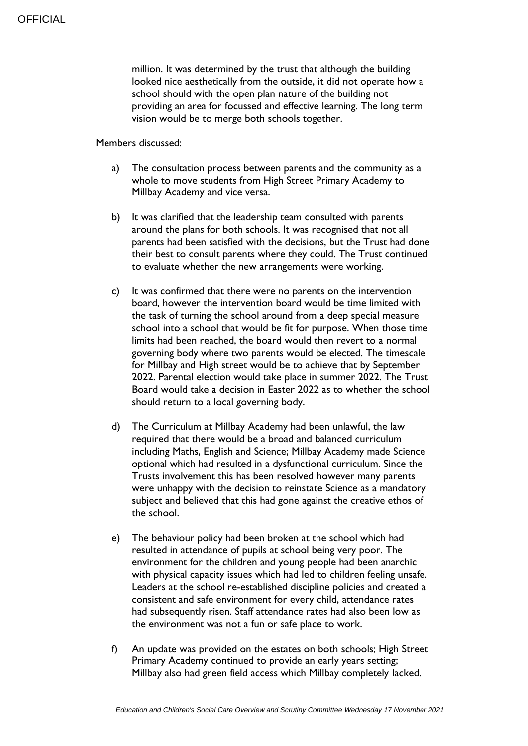million. It was determined by the trust that although the building looked nice aesthetically from the outside, it did not operate how a school should with the open plan nature of the building not providing an area for focussed and effective learning. The long term vision would be to merge both schools together.

Members discussed:

a) The consultation process between parents and the community as a whole to move students from High Street Primary Academy to Millbay Academy and vice versa.

b) It was clarified that the leadership team consulted with parents around the plans for both schools. It was recognised that not all parents had been satisfied with the decisions, but the Trust had done their best to consult parents where they could. The Trust continued to evaluate whether the new arrangements were working.

c) It was confirmed that there were no parents on the intervention board, however the intervention board would be time limited with the task of turning the school around from a deep special measure school into a school that would be fit for purpose. When those time limits had been reached, the board would then revert to a normal governing body where two parents would be elected. The timescale for Millbay and High street would be to achieve that by September 2022. Parental election would take place in summer 2022. The Trust Board would take a decision in Easter 2022 as to whether the school should return to a local governing body.

d) The Curriculum at Millbay Academy had been unlawful, the law required that there would be a broad and balanced curriculum including Maths, English and Science; Millbay Academy made Science optional which had resulted in a dysfunctional curriculum. Since the Trusts involvement this has been resolved however many parents were unhappy with the decision to reinstate Science as a mandatory subject and believed that this had gone against the creative ethos of the school.

e) The behaviour policy had been broken at the school which had resulted in attendance of pupils at school being very poor. The environment for the children and young people had been anarchic with physical capacity issues which had led to children feeling unsafe. Leaders at the school re-established discipline policies and created a consistent and safe environment for every child, attendance rates had subsequently risen. Staff attendance rates had also been low as the environment was not a fun or safe place to work.

f) An update was provided on the estates on both schools; High Street Primary Academy continued to provide an early years setting; Millbay also had green field access which Millbay completely lacked.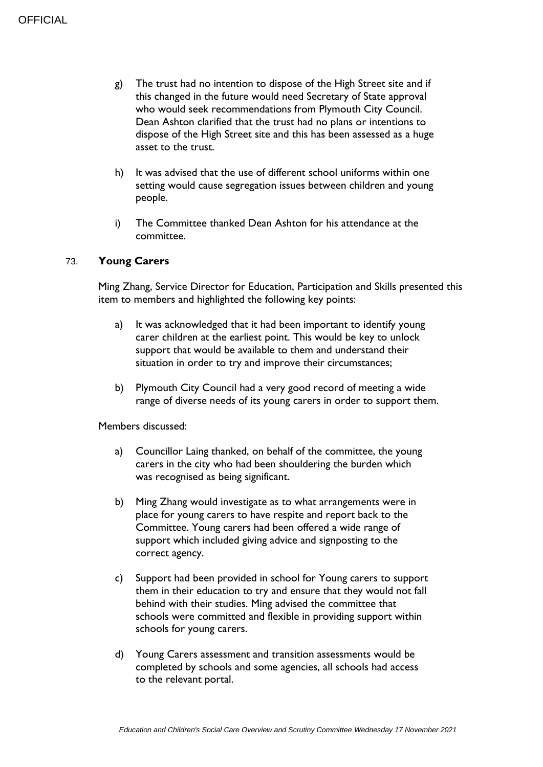g) The trust had no intention to dispose of the High Street site and if this changed in the future would need Secretary of State approval who would seek recommendations from Plymouth City Council. Dean Ashton clarified that the trust had no plans or intentions to dispose of the High Street site and this has been assessed as a huge asset to the trust.

h) It was advised that the use of different school uniforms within one setting would cause segregation issues between children and young people.

i) The Committee thanked Dean Ashton for his attendance at the committee.

## 73. Young Carers

Ming Zhang, Service Director for Education, Participation and Skills presented this item to members and highlighted the following key points:

a) It was acknowledged that it had been important to identify young carer children at the earliest point. This would be key to unlock support that would be available to them and understand their situation in order to try and improve their circumstances;

b) Plymouth City Council had a very good record of meeting a wide range of diverse needs of its young carers in order to support them.

Members discussed:

a) Councillor Laing thanked, on behalf of the committee, the young carers in the city who had been shouldering the burden which was recognised as being significant.

b) Ming Zhang would investigate as to what arrangements were in place for young carers to have respite and report back to the Committee. Young carers had been offered a wide range of support which included giving advice and signposting to the correct agency.

c) Support had been provided in school for Young carers to support them in their education to try and ensure that they would not fall behind with their studies. Ming advised the committee that schools were committed and flexible in providing support within schools for young carers.

d) Young Carers assessment and transition assessments would be completed by schools and some agencies, all schools had access to the relevant portal.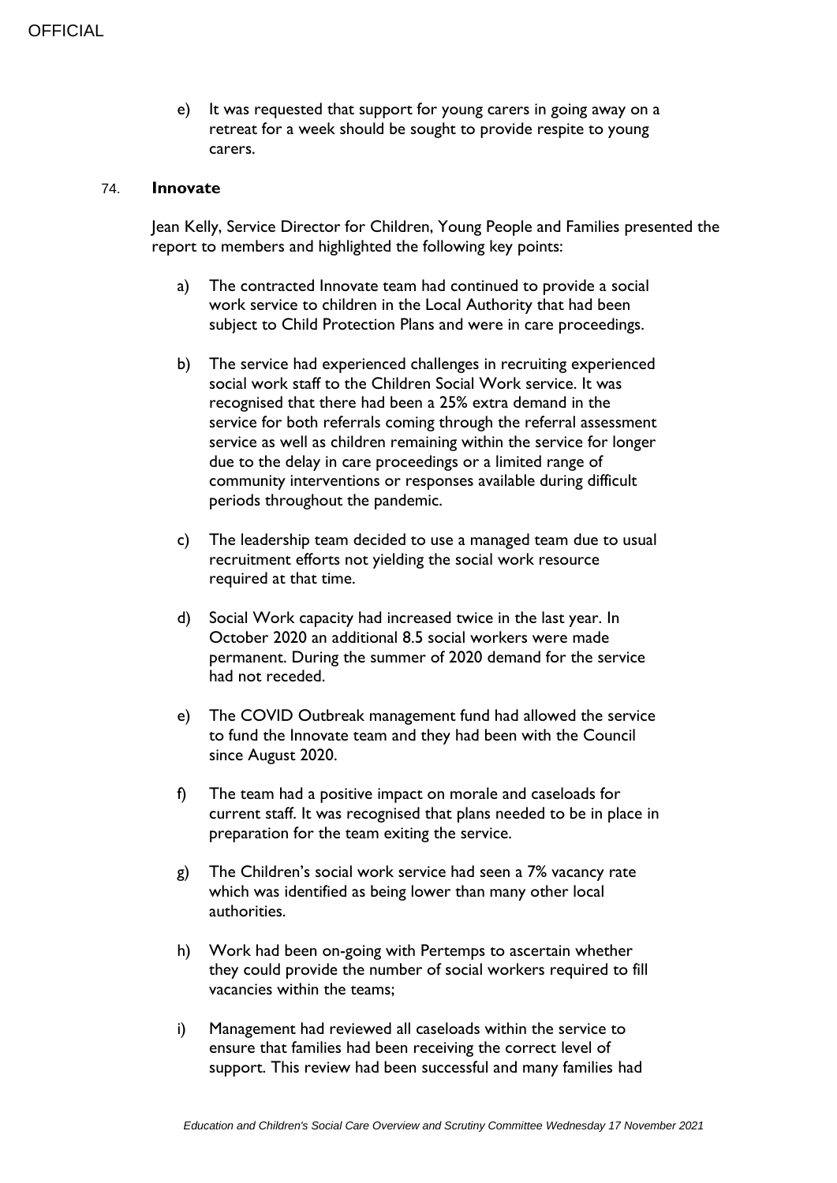e) It was requested that support for young carers in going away on a retreat for a week should be sought to provide respite to young carers.

74. **Innovate**

Jean Kelly, Service Director for Children, Young People and Families presented the report to members and highlighted the following key points:

a) The contracted Innovate team had continued to provide a social work service to children in the Local Authority that had been subject to Child Protection Plans and were in care proceedings.

b) The service had experienced challenges in recruiting experienced social work staff to the Children Social Work service. It was recognised that there had been a 25% extra demand in the service for both referrals coming through the referral assessment service as well as children remaining within the service for longer due to the delay in care proceedings or a limited range of community interventions or responses available during difficult periods throughout the pandemic.

c) The leadership team decided to use a managed team due to usual recruitment efforts not yielding the social work resource required at that time.

d) Social Work capacity had increased twice in the last year. In October 2020 an additional 8.5 social workers were made permanent. During the summer of 2020 demand for the service had not receded.

e) The COVID Outbreak management fund had allowed the service to fund the Innovate team and they had been with the Council since August 2020.

f) The team had a positive impact on morale and caseloads for current staff. It was recognised that plans needed to be in place in preparation for the team exiting the service.

g) The Children's social work service had seen a 7% vacancy rate which was identified as being lower than many other local authorities.

h) Work had been on-going with Pertemps to ascertain whether they could provide the number of social workers required to fill vacancies within the teams;

i) Management had reviewed all caseloads within the service to ensure that families had been receiving the correct level of support. This review had been successful and many families had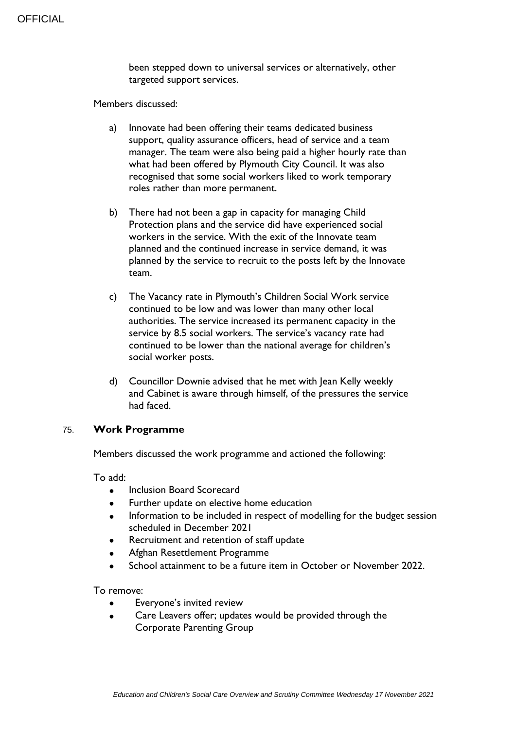been stepped down to universal services or alternatively, other targeted support services.

Members discussed:

a) Innovate had been offering their teams dedicated business support, quality assurance officers, head of service and a team manager. The team were also being paid a higher hourly rate than what had been offered by Plymouth City Council. It was also recognised that some social workers liked to work temporary roles rather than more permanent.

b) There had not been a gap in capacity for managing Child Protection plans and the service did have experienced social workers in the service. With the exit of the Innovate team planned and the continued increase in service demand, it was planned by the service to recruit to the posts left by the Innovate team.

c) The Vacancy rate in Plymouth's Children Social Work service continued to be low and was lower than many other local authorities. The service increased its permanent capacity in the service by 8.5 social workers. The service's vacancy rate had continued to be lower than the national average for children's social worker posts.

d) Councillor Downie advised that he met with Jean Kelly weekly and Cabinet is aware through himself, of the pressures the service had faced.

## 75. **Work Programme**

Members discussed the work programme and actioned the following:

To add:

- Inclusion Board Scorecard
- Further update on elective home education
- Information to be included in respect of modelling for the budget session scheduled in December 2021
- Recruitment and retention of staff update
- Afghan Resettlement Programme
- School attainment to be a future item in October or November 2022.

To remove:

- Everyone's invited review
- Care Leavers offer; updates would be provided through the Corporate Parenting Group